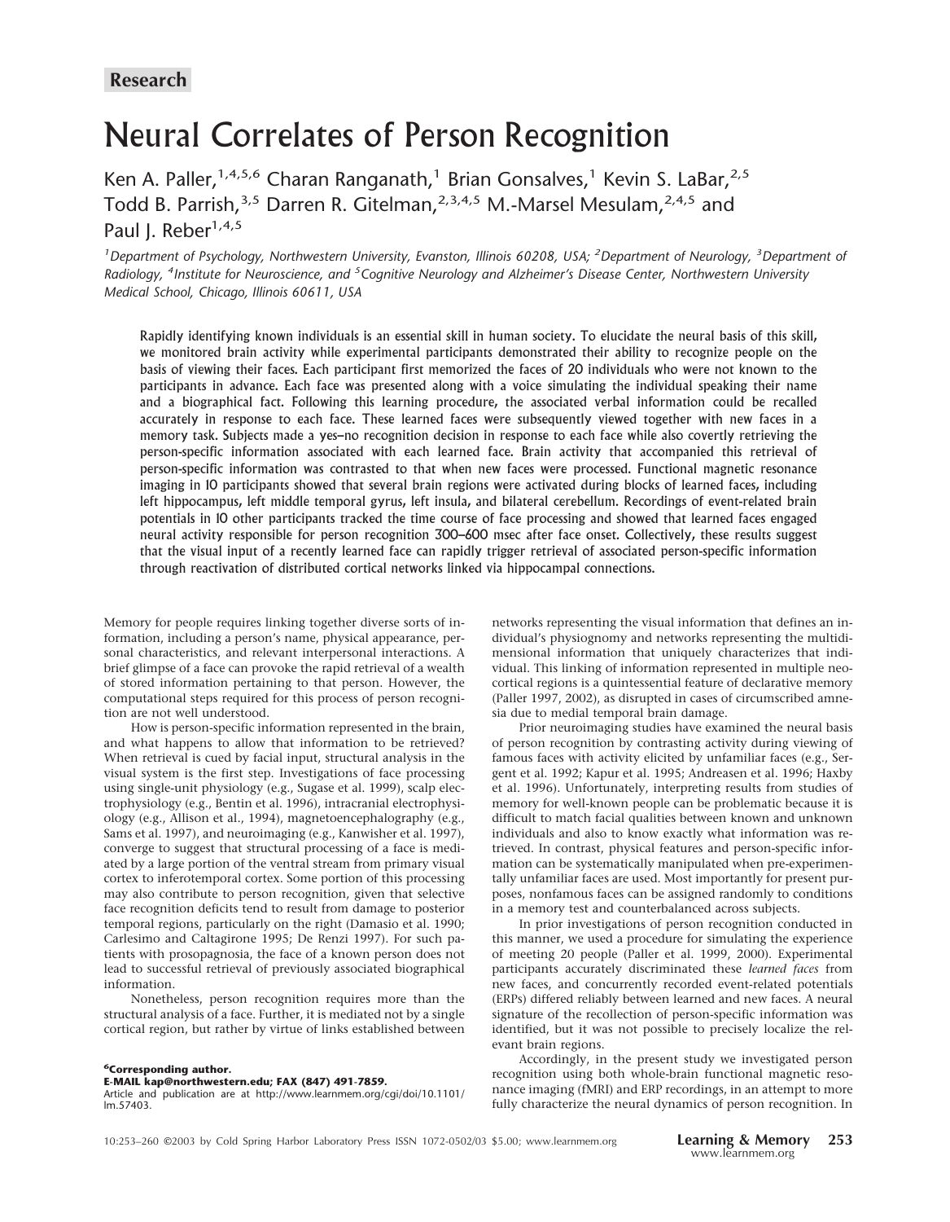Research

# Neural Correlates of Person Recognition

Ken A. Paller,[1,4,5,6] Charan Ranganath,[1] Brian Gonsalves,[1] Kevin S. LaBar,[2,5] Todd B. Parrish,[3,5] Darren R. Gitelman,[2,3,4,5] M.-Marsel Mesulam,[2,4,5] and Paul J. Reber[1,4,5]

[1]Department of Psychology, Northwestern University, Evanston, Illinois 60208, USA; [2]Department of Neurology, [3]Department of Radiology, [4]Institute for Neuroscience, and [5]Cognitive Neurology and Alzheimer's Disease Center, Northwestern University Medical School, Chicago, Illinois 60611, USA

**Rapidly identifying known individuals is an essential skill in human society. To elucidate the neural basis of this skill, we monitored brain activity while experimental participants demonstrated their ability to recognize people on the basis of viewing their faces. Each participant first memorized the faces of 20 individuals who were not known to the participants in advance. Each face was presented along with a voice simulating the individual speaking their name and a biographical fact. Following this learning procedure, the associated verbal information could be recalled accurately in response to each face. These learned faces were subsequently viewed together with new faces in a memory task. Subjects made a yes–no recognition decision in response to each face while also covertly retrieving the person-specific information associated with each learned face. Brain activity that accompanied this retrieval of person-specific information was contrasted to that when new faces were processed. Functional magnetic resonance imaging in 10 participants showed that several brain regions were activated during blocks of learned faces, including left hippocampus, left middle temporal gyrus, left insula, and bilateral cerebellum. Recordings of event-related brain potentials in 10 other participants tracked the time course of face processing and showed that learned faces engaged neural activity responsible for person recognition 300–600 msec after face onset. Collectively, these results suggest that the visual input of a recently learned face can rapidly trigger retrieval of associated person-specific information through reactivation of distributed cortical networks linked via hippocampal connections.**

Memory for people requires linking together diverse sorts of information, including a person's name, physical appearance, personal characteristics, and relevant interpersonal interactions. A brief glimpse of a face can provoke the rapid retrieval of a wealth of stored information pertaining to that person. However, the computational steps required for this process of person recognition are not well understood.

How is person-specific information represented in the brain, and what happens to allow that information to be retrieved? When retrieval is cued by facial input, structural analysis in the visual system is the first step. Investigations of face processing using single-unit physiology (e.g., Sugase et al. 1999), scalp electrophysiology (e.g., Bentin et al. 1996), intracranial electrophysiology (e.g., Allison et al., 1994), magnetoencephalography (e.g., Sams et al. 1997), and neuroimaging (e.g., Kanwisher et al. 1997), converge to suggest that structural processing of a face is mediated by a large portion of the ventral stream from primary visual cortex to inferotemporal cortex. Some portion of this processing may also contribute to person recognition, given that selective face recognition deficits tend to result from damage to posterior temporal regions, particularly on the right (Damasio et al. 1990; Carlesimo and Caltagirone 1995; De Renzi 1997). For such patients with prosopagnosia, the face of a known person does not lead to successful retrieval of previously associated biographical information.

Nonetheless, person recognition requires more than the structural analysis of a face. Further, it is mediated not by a single cortical region, but rather by virtue of links established between networks representing the visual information that defines an individual's physiognomy and networks representing the multidimensional information that uniquely characterizes that individual. This linking of information represented in multiple neocortical regions is a quintessential feature of declarative memory (Paller 1997, 2002), as disrupted in cases of circumscribed amnesia due to medial temporal brain damage.

Prior neuroimaging studies have examined the neural basis of person recognition by contrasting activity during viewing of famous faces with activity elicited by unfamiliar faces (e.g., Sergent et al. 1992; Kapur et al. 1995; Andreasen et al. 1996; Haxby et al. 1996). Unfortunately, interpreting results from studies of memory for well-known people can be problematic because it is difficult to match facial qualities between known and unknown individuals and also to know exactly what information was retrieved. In contrast, physical features and person-specific information can be systematically manipulated when pre-experimentally unfamiliar faces are used. Most importantly for present purposes, nonfamous faces can be assigned randomly to conditions in a memory test and counterbalanced across subjects.

In prior investigations of person recognition conducted in this manner, we used a procedure for simulating the experience of meeting 20 people (Paller et al. 1999, 2000). Experimental participants accurately discriminated these *learned faces* from new faces, and concurrently recorded event-related potentials (ERPs) differed reliably between learned and new faces. A neural signature of the recollection of person-specific information was identified, but it was not possible to precisely localize the relevant brain regions.

Accordingly, in the present study we investigated person recognition using both whole-brain functional magnetic resonance imaging (fMRI) and ERP recordings, in an attempt to more fully characterize the neural dynamics of person recognition. In

[6]**Corresponding author.**
**E-MAIL kap@northwestern.edu; FAX (847) 491-7859.**
Article and publication are at http://www.learnmem.org/cgi/doi/10.1101/lm.57403.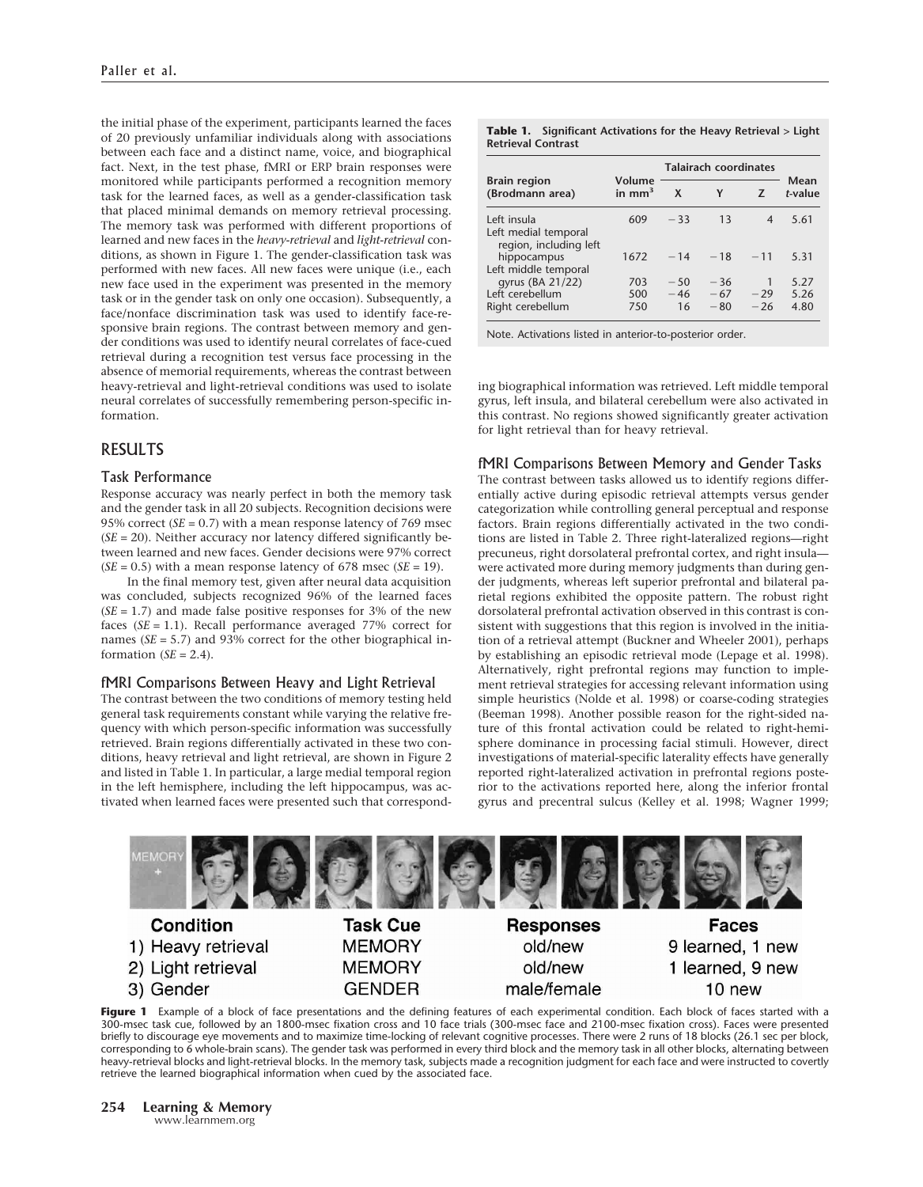the initial phase of the experiment, participants learned the faces of 20 previously unfamiliar individuals along with associations between each face and a distinct name, voice, and biographical fact. Next, in the test phase, fMRI or ERP brain responses were monitored while participants performed a recognition memory task for the learned faces, as well as a gender-classification task that placed minimal demands on memory retrieval processing. The memory task was performed with different proportions of learned and new faces in the *heavy-retrieval* and *light-retrieval* conditions, as shown in Figure 1. The gender-classification task was performed with new faces. All new faces were unique (i.e., each new face used in the experiment was presented in the memory task or in the gender task on only one occasion). Subsequently, a face/nonface discrimination task was used to identify face-responsive brain regions. The contrast between memory and gender conditions was used to identify neural correlates of face-cued retrieval during a recognition test versus face processing in the absence of memorial requirements, whereas the contrast between heavy-retrieval and light-retrieval conditions was used to isolate neural correlates of successfully remembering person-specific information.

## RESULTS

### Task Performance

Response accuracy was nearly perfect in both the memory task and the gender task in all 20 subjects. Recognition decisions were 95% correct (*SE* = 0.7) with a mean response latency of 769 msec (*SE* = 20). Neither accuracy nor latency differed significantly between learned and new faces. Gender decisions were 97% correct (*SE* = 0.5) with a mean response latency of 678 msec (*SE* = 19).

In the final memory test, given after neural data acquisition was concluded, subjects recognized 96% of the learned faces (*SE* = 1.7) and made false positive responses for 3% of the new faces (*SE* = 1.1). Recall performance averaged 77% correct for names (*SE* = 5.7) and 93% correct for the other biographical information (*SE* = 2.4).

### fMRI Comparisons Between Heavy and Light Retrieval

The contrast between the two conditions of memory testing held general task requirements constant while varying the relative frequency with which person-specific information was successfully retrieved. Brain regions differentially activated in these two conditions, heavy retrieval and light retrieval, are shown in Figure 2 and listed in Table 1. In particular, a large medial temporal region in the left hemisphere, including the left hippocampus, was activated when learned faces were presented such that corresponding biographical information was retrieved. Left middle temporal gyrus, left insula, and bilateral cerebellum were also activated in this contrast. No regions showed significantly greater activation for light retrieval than for heavy retrieval.

**Table 1.** Significant Activations for the Heavy Retrieval > Light Retrieval Contrast

| Brain region (Brodmann area) | Volume in $mm^3$ | Talairach coordinates | | | Mean *t*-value |
|---|---|---|---|---|---|
| | | X | Y | Z | |
| Left insula | 609 | −33 | 13 | 4 | 5.61 |
| Left medial temporal region, including left hippocampus | 1672 | −14 | −18 | −11 | 5.31 |
| Left middle temporal gyrus (BA 21/22) | 703 | −50 | −36 | 1 | 5.27 |
| Left cerebellum | 500 | −46 | −67 | −29 | 5.26 |
| Right cerebellum | 750 | 16 | −80 | −26 | 4.80 |

Note. Activations listed in anterior-to-posterior order.

### fMRI Comparisons Between Memory and Gender Tasks

The contrast between tasks allowed us to identify regions differentially active during episodic retrieval attempts versus gender categorization while controlling general perceptual and response factors. Brain regions differentially activated in the two conditions are listed in Table 2. Three right-lateralized regions—right precuneus, right dorsolateral prefrontal cortex, and right insula—were activated more during memory judgments than during gender judgments, whereas left superior prefrontal and bilateral parietal regions exhibited the opposite pattern. The robust right dorsolateral prefrontal activation observed in this contrast is consistent with suggestions that this region is involved in the initiation of a retrieval attempt (Buckner and Wheeler 2001), perhaps by establishing an episodic retrieval mode (Lepage et al. 1998). Alternatively, right prefrontal regions may function to implement retrieval strategies for accessing relevant information using simple heuristics (Nolde et al. 1998) or coarse-coding strategies (Beeman 1998). Another possible reason for the right-sided nature of this frontal activation could be related to right-hemisphere dominance in processing facial stimuli. However, direct investigations of material-specific laterality effects have generally reported right-lateralized activation in prefrontal regions posterior to the activations reported here, along the inferior frontal gyrus and precentral sulcus (Kelley et al. 1998; Wagner 1999;

| Condition | Task Cue | Responses | Faces |
|---|---|---|---|
| 1) Heavy retrieval | MEMORY | old/new | 9 learned, 1 new |
| 2) Light retrieval | MEMORY | old/new | 1 learned, 9 new |
| 3) Gender | GENDER | male/female | 10 new |

**Figure 1** Example of a block of face presentations and the defining features of each experimental condition. Each block of faces started with a 300-msec task cue, followed by an 1800-msec fixation cross and 10 face trials (300-msec face and 2100-msec fixation cross). Faces were presented briefly to discourage eye movements and to maximize time-locking of relevant cognitive processes. There were 2 runs of 18 blocks (26.1 sec per block, corresponding to 6 whole-brain scans). The gender task was performed in every third block and the memory task in all other blocks, alternating between heavy-retrieval blocks and light-retrieval blocks. In the memory task, subjects made a recognition judgment for each face and were instructed to covertly retrieve the learned biographical information when cued by the associated face.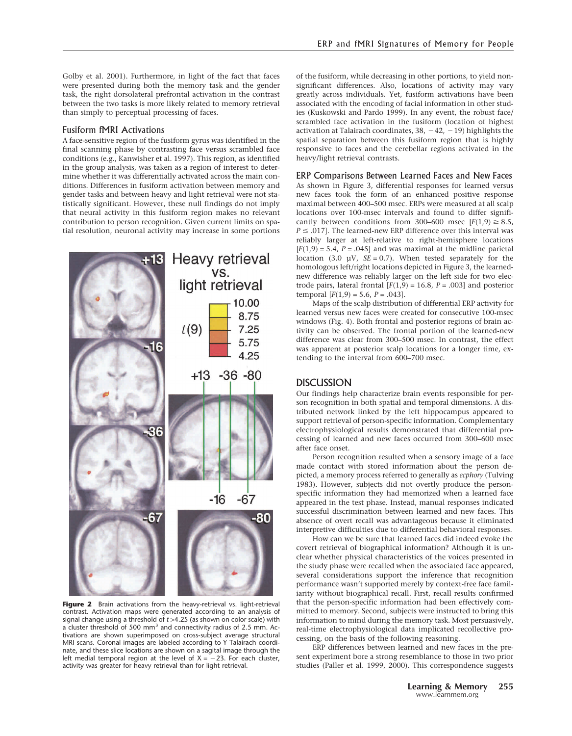Golby et al. 2001). Furthermore, in light of the fact that faces were presented during both the memory task and the gender task, the right dorsolateral prefrontal activation in the contrast between the two tasks is more likely related to memory retrieval than simply to perceptual processing of faces.

### Fusiform fMRI Activations

A face-sensitive region of the fusiform gyrus was identified in the final scanning phase by contrasting face versus scrambled face conditions (e.g., Kanwisher et al. 1997). This region, as identified in the group analysis, was taken as a region of interest to determine whether it was differentially activated across the main conditions. Differences in fusiform activation between memory and gender tasks and between heavy and light retrieval were not statistically significant. However, these null findings do not imply that neural activity in this fusiform region makes no relevant contribution to person recognition. Given current limits on spatial resolution, neuronal activity may increase in some portions of the fusiform, while decreasing in other portions, to yield nonsignificant differences. Also, locations of activity may vary greatly across individuals. Yet, fusiform activations have been associated with the encoding of facial information in other studies (Kuskowski and Pardo 1999). In any event, the robust face/scrambled face activation in the fusiform (location of highest activation at Talairach coordinates, 38, −42, −19) highlights the spatial separation between this fusiform region that is highly responsive to faces and the cerebellar regions activated in the heavy/light retrieval contrasts.

**Figure 2** Brain activations from the heavy-retrieval vs. light-retrieval contrast. Activation maps were generated according to an analysis of signal change using a threshold of $t > 4.25$ (as shown on color scale) with a cluster threshold of 500 mm$^3$ and connectivity radius of 2.5 mm. Activations are shown superimposed on cross-subject average structural MRI scans. Coronal images are labeled according to Y Talairach coordinate, and these slice locations are shown on a sagittal image through the left medial temporal region at the level of $X = -23$. For each cluster, activity was greater for heavy retrieval than for light retrieval.

### ERP Comparisons Between Learned Faces and New Faces

As shown in Figure 3, differential responses for learned versus new faces took the form of an enhanced positive response maximal between 400–500 msec. ERPs were measured at all scalp locations over 100-msec intervals and found to differ significantly between conditions from 300–600 msec [$F(1,9) \geq 8.5$, $P \leq .017$]. The learned-new ERP difference over this interval was reliably larger at left-relative to right-hemisphere locations [$F(1,9) = 5.4$, $P = .045$] and was maximal at the midline parietal location (3.0 µV, $SE = 0.7$). When tested separately for the homologous left/right locations depicted in Figure 3, the learned-new difference was reliably larger on the left side for two electrode pairs, lateral frontal [$F(1,9) = 16.8$, $P = .003$] and posterior temporal [$F(1,9) = 5.6$, $P = .043$].

Maps of the scalp distribution of differential ERP activity for learned versus new faces were created for consecutive 100-msec windows (Fig. 4). Both frontal and posterior regions of brain activity can be observed. The frontal portion of the learned-new difference was clear from 300–500 msec. In contrast, the effect was apparent at posterior scalp locations for a longer time, extending to the interval from 600–700 msec.

## DISCUSSION

Our findings help characterize brain events responsible for person recognition in both spatial and temporal dimensions. A distributed network linked by the left hippocampus appeared to support retrieval of person-specific information. Complementary electrophysiological results demonstrated that differential processing of learned and new faces occurred from 300–600 msec after face onset.

Person recognition resulted when a sensory image of a face made contact with stored information about the person depicted, a memory process referred to generally as *ecphory* (Tulving 1983). However, subjects did not overtly produce the person-specific information they had memorized when a learned face appeared in the test phase. Instead, manual responses indicated successful discrimination between learned and new faces. This absence of overt recall was advantageous because it eliminated interpretive difficulties due to differential behavioral responses.

How can we be sure that learned faces did indeed evoke the covert retrieval of biographical information? Although it is unclear whether physical characteristics of the voices presented in the study phase were recalled when the associated face appeared, several considerations support the inference that recognition performance wasn't supported merely by context-free face familiarity without biographical recall. First, recall results confirmed that the person-specific information had been effectively committed to memory. Second, subjects were instructed to bring this information to mind during the memory task. Most persuasively, real-time electrophysiological data implicated recollective processing, on the basis of the following reasoning.

ERP differences between learned and new faces in the present experiment bore a strong resemblance to those in two prior studies (Paller et al. 1999, 2000). This correspondence suggests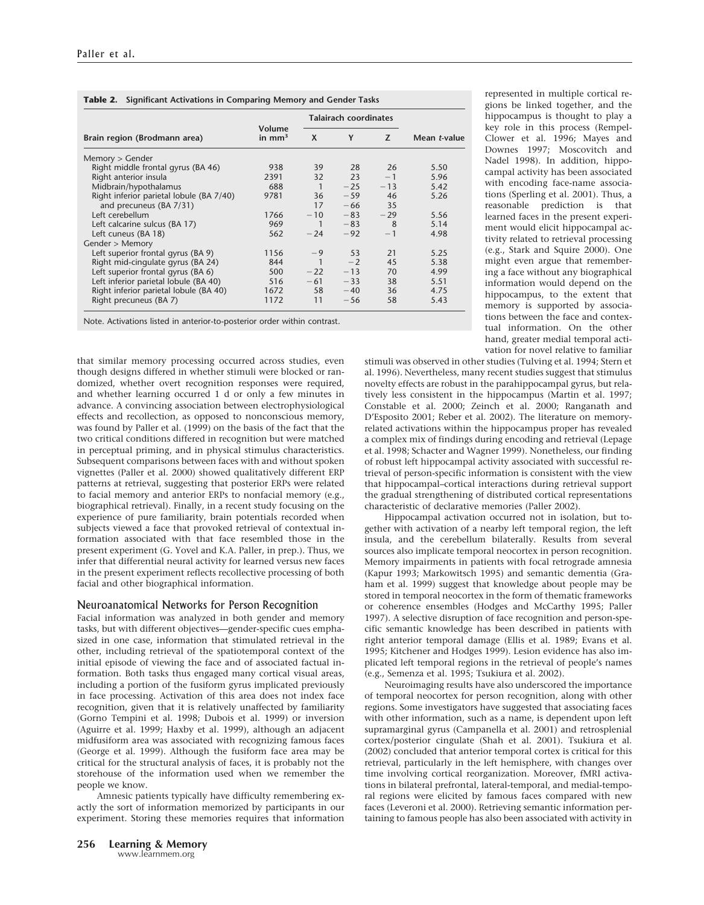**Table 2. Significant Activations in Comparing Memory and Gender Tasks**

| Brain region (Brodmann area) | Volume in mm³ | Talairach coordinates | | | Mean *t*-value |
|---|---|---|---|---|---|
| | | X | Y | Z | |
| Memory > Gender | | | | | |
| Right middle frontal gyrus (BA 46) | 938 | 39 | 28 | 26 | 5.50 |
| Right anterior insula | 2391 | 32 | 23 | −1 | 5.96 |
| Midbrain/hypothalamus | 688 | 1 | −25 | −13 | 5.42 |
| Right inferior parietal lobule (BA 7/40) | 9781 | 36 | −59 | 46 | 5.26 |
| and precuneus (BA 7/31) | | 17 | −66 | 35 | |
| Left cerebellum | 1766 | −10 | −83 | −29 | 5.56 |
| Left calcarine sulcus (BA 17) | 969 | 1 | −83 | 8 | 5.14 |
| Left cuneus (BA 18) | 562 | −24 | −92 | −1 | 4.98 |
| Gender > Memory | | | | | |
| Left superior frontal gyrus (BA 9) | 1156 | −9 | 53 | 21 | 5.25 |
| Right mid-cingulate gyrus (BA 24) | 844 | 1 | −2 | 45 | 5.38 |
| Left superior frontal gyrus (BA 6) | 500 | −22 | −13 | 70 | 4.99 |
| Left inferior parietal lobule (BA 40) | 516 | −61 | −33 | 38 | 5.51 |
| Right inferior parietal lobule (BA 40) | 1672 | 58 | −40 | 36 | 4.75 |
| Right precuneus (BA 7) | 1172 | 11 | −56 | 58 | 5.43 |

Note. Activations listed in anterior-to-posterior order within contrast.

that similar memory processing occurred across studies, even though designs differed in whether stimuli were blocked or randomized, whether overt recognition responses were required, and whether learning occurred 1 d or only a few minutes in advance. A convincing association between electrophysiological effects and recollection, as opposed to nonconscious memory, was found by Paller et al. (1999) on the basis of the fact that the two critical conditions differed in recognition but were matched in perceptual priming, and in physical stimulus characteristics. Subsequent comparisons between faces with and without spoken vignettes (Paller et al. 2000) showed qualitatively different ERP patterns at retrieval, suggesting that posterior ERPs were related to facial memory and anterior ERPs to nonfacial memory (e.g., biographical retrieval). Finally, in a recent study focusing on the experience of pure familiarity, brain potentials recorded when subjects viewed a face that provoked retrieval of contextual information associated with that face resembled those in the present experiment (G. Yovel and K.A. Paller, in prep.). Thus, we infer that differential neural activity for learned versus new faces in the present experiment reflects recollective processing of both facial and other biographical information.

## Neuroanatomical Networks for Person Recognition

Facial information was analyzed in both gender and memory tasks, but with different objectives—gender-specific cues emphasized in one case, information that stimulated retrieval in the other, including retrieval of the spatiotemporal context of the initial episode of viewing the face and of associated factual information. Both tasks thus engaged many cortical visual areas, including a portion of the fusiform gyrus implicated previously in face processing. Activation of this area does not index face recognition, given that it is relatively unaffected by familiarity (Gorno Tempini et al. 1998; Dubois et al. 1999) or inversion (Aguirre et al. 1999; Haxby et al. 1999), although an adjacent midfusiform area was associated with recognizing famous faces (George et al. 1999). Although the fusiform face area may be critical for the structural analysis of faces, it is probably not the storehouse of the information used when we remember the people we know.

Amnesic patients typically have difficulty remembering exactly the sort of information memorized by participants in our experiment. Storing these memories requires that information represented in multiple cortical regions be linked together, and the hippocampus is thought to play a key role in this process (Rempel-Clower et al. 1996; Mayes and Downes 1997; Moscovitch and Nadel 1998). In addition, hippocampal activity has been associated with encoding face-name associations (Sperling et al. 2001). Thus, a reasonable prediction is that learned faces in the present experiment would elicit hippocampal activity related to retrieval processing (e.g., Stark and Squire 2000). One might even argue that remembering a face without any biographical information would depend on the hippocampus, to the extent that memory is supported by associations between the face and contextual information. On the other hand, greater medial temporal activation for novel relative to familiar stimuli was observed in other studies (Tulving et al. 1994; Stern et al. 1996). Nevertheless, many recent studies suggest that stimulus novelty effects are robust in the parahippocampal gyrus, but relatively less consistent in the hippocampus (Martin et al. 1997; Constable et al. 2000; Zeinch et al. 2000; Ranganath and D'Esposito 2001; Reber et al. 2002). The literature on memory-related activations within the hippocampus proper has revealed a complex mix of findings during encoding and retrieval (Lepage et al. 1998; Schacter and Wagner 1999). Nonetheless, our finding of robust left hippocampal activity associated with successful retrieval of person-specific information is consistent with the view that hippocampal–cortical interactions during retrieval support the gradual strengthening of distributed cortical representations characteristic of declarative memories (Paller 2002).

Hippocampal activation occurred not in isolation, but together with activation of a nearby left temporal region, the left insula, and the cerebellum bilaterally. Results from several sources also implicate temporal neocortex in person recognition. Memory impairments in patients with focal retrograde amnesia (Kapur 1993; Markowitsch 1995) and semantic dementia (Graham et al. 1999) suggest that knowledge about people may be stored in temporal neocortex in the form of thematic frameworks or coherence ensembles (Hodges and McCarthy 1995; Paller 1997). A selective disruption of face recognition and person-specific semantic knowledge has been described in patients with right anterior temporal damage (Ellis et al. 1989; Evans et al. 1995; Kitchener and Hodges 1999). Lesion evidence has also implicated left temporal regions in the retrieval of people's names (e.g., Semenza et al. 1995; Tsukiura et al. 2002).

Neuroimaging results have also underscored the importance of temporal neocortex for person recognition, along with other regions. Some investigators have suggested that associating faces with other information, such as a name, is dependent upon left supramarginal gyrus (Campanella et al. 2001) and retrosplenial cortex/posterior cingulate (Shah et al. 2001). Tsukiura et al. (2002) concluded that anterior temporal cortex is critical for this retrieval, particularly in the left hemisphere, with changes over time involving cortical reorganization. Moreover, fMRI activations in bilateral prefrontal, lateral-temporal, and medial-temporal regions were elicited by famous faces compared with new faces (Leveroni et al. 2000). Retrieving semantic information pertaining to famous people has also been associated with activity in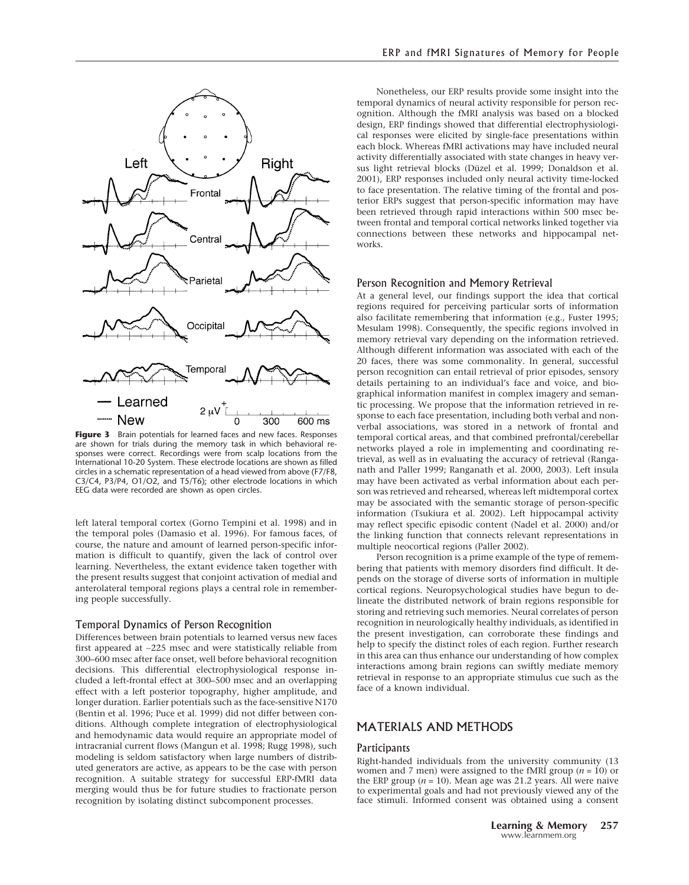**Figure 3** Brain potentials for learned faces and new faces. Responses are shown for trials during the memory task in which behavioral responses were correct. Recordings were from scalp locations from the International 10-20 System. These electrode locations are shown as filled circles in a schematic representation of a head viewed from above (F7/F8, C3/C4, P3/P4, O1/O2, and T5/T6); other electrode locations in which EEG data were recorded are shown as open circles.

left lateral temporal cortex (Gorno Tempini et al. 1998) and in the temporal poles (Damasio et al. 1996). For famous faces, of course, the nature and amount of learned person-specific information is difficult to quantify, given the lack of control over learning. Nevertheless, the extant evidence taken together with the present results suggest that conjoint activation of medial and anterolateral temporal regions plays a central role in remembering people successfully.

### Temporal Dynamics of Person Recognition

Differences between brain potentials to learned versus new faces first appeared at ~225 msec and were statistically reliable from 300–600 msec after face onset, well before behavioral recognition decisions. This differential electrophysiological response included a left-frontal effect at 300–500 msec and an overlapping effect with a left posterior topography, higher amplitude, and longer duration. Earlier potentials such as the face-sensitive N170 (Bentin et al. 1996; Puce et al. 1999) did not differ between conditions. Although complete integration of electrophysiological and hemodynamic data would require an appropriate model of intracranial current flows (Mangun et al. 1998; Rugg 1998), such modeling is seldom satisfactory when large numbers of distributed generators are active, as appears to be the case with person recognition. A suitable strategy for successful ERP-fMRI data merging would thus be for future studies to fractionate person recognition by isolating distinct subcomponent processes.

Nonetheless, our ERP results provide some insight into the temporal dynamics of neural activity responsible for person recognition. Although the fMRI analysis was based on a blocked design, ERP findings showed that differential electrophysiological responses were elicited by single-face presentations within each block. Whereas fMRI activations may have included neural activity differentially associated with state changes in heavy versus light retrieval blocks (Düzel et al. 1999; Donaldson et al. 2001), ERP responses included only neural activity time-locked to face presentation. The relative timing of the frontal and posterior ERPs suggest that person-specific information may have been retrieved through rapid interactions within 500 msec between frontal and temporal cortical networks linked together via connections between these networks and hippocampal networks.

### Person Recognition and Memory Retrieval

At a general level, our findings support the idea that cortical regions required for perceiving particular sorts of information also facilitate remembering that information (e.g., Fuster 1995; Mesulam 1998). Consequently, the specific regions involved in memory retrieval vary depending on the information retrieved. Although different information was associated with each of the 20 faces, there was some commonality. In general, successful person recognition can entail retrieval of prior episodes, sensory details pertaining to an individual's face and voice, and biographical information manifest in complex imagery and semantic processing. We propose that the information retrieved in response to each face presentation, including both verbal and nonverbal associations, was stored in a network of frontal and temporal cortical areas, and that combined prefrontal/cerebellar networks played a role in implementing and coordinating retrieval, as well as in evaluating the accuracy of retrieval (Ranganath and Paller 1999; Ranganath et al. 2000, 2003). Left insula may have been activated as verbal information about each person was retrieved and rehearsed, whereas left midtemporal cortex may be associated with the semantic storage of person-specific information (Tsukiura et al. 2002). Left hippocampal activity may reflect specific episodic content (Nadel et al. 2000) and/or the linking function that connects relevant representations in multiple neocortical regions (Paller 2002).

Person recognition is a prime example of the type of remembering that patients with memory disorders find difficult. It depends on the storage of diverse sorts of information in multiple cortical regions. Neuropsychological studies have begun to delineate the distributed network of brain regions responsible for storing and retrieving such memories. Neural correlates of person recognition in neurologically healthy individuals, as identified in the present investigation, can corroborate these findings and help to specify the distinct roles of each region. Further research in this area can thus enhance our understanding of how complex interactions among brain regions can swiftly mediate memory retrieval in response to an appropriate stimulus cue such as the face of a known individual.

## MATERIALS AND METHODS

### Participants

Right-handed individuals from the university community (13 women and 7 men) were assigned to the fMRI group ($n = 10$) or the ERP group ($n = 10$). Mean age was 21.2 years. All were naive to experimental goals and had not previously viewed any of the face stimuli. Informed consent was obtained using a consent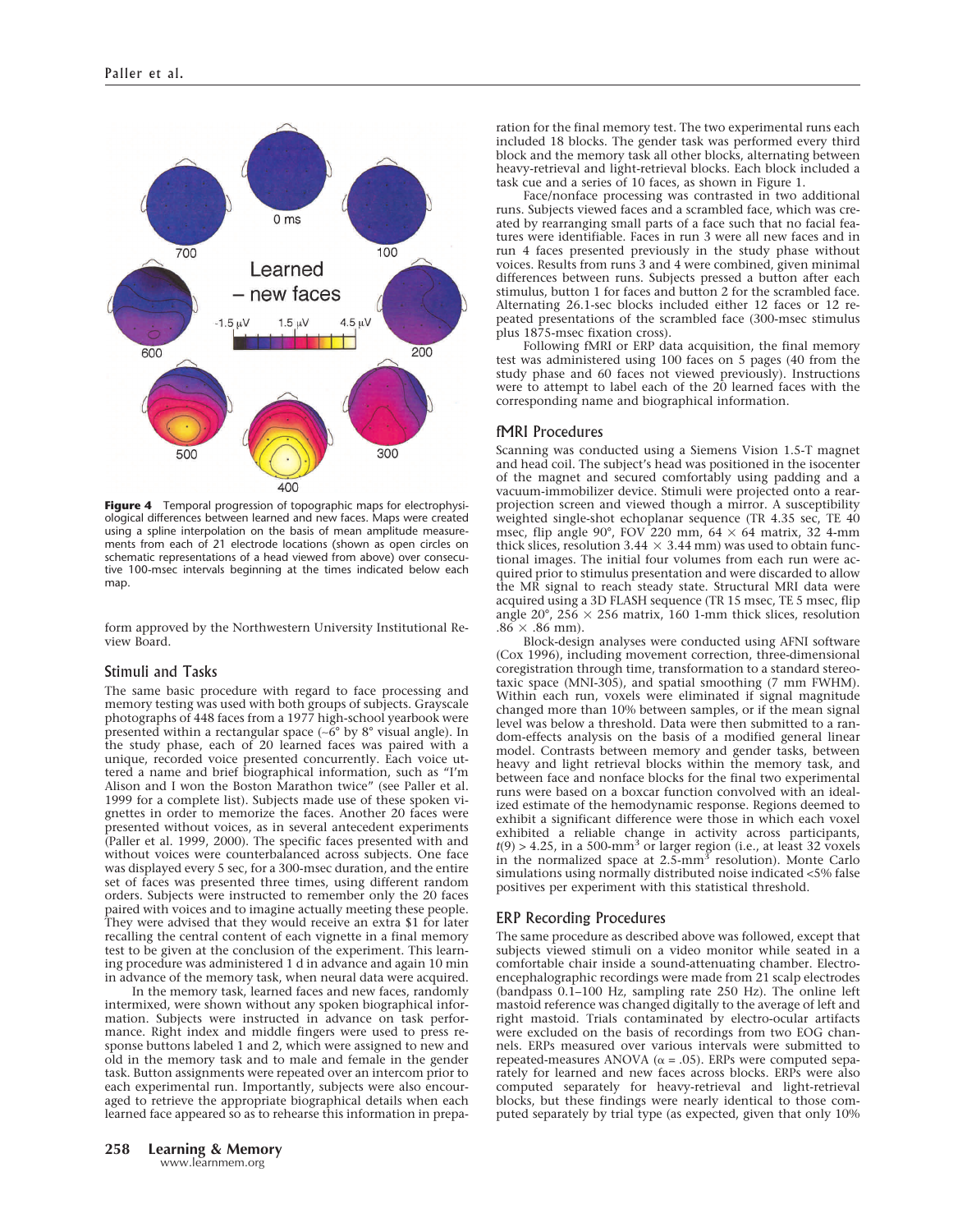**Figure 4** Temporal progression of topographic maps for electrophysiological differences between learned and new faces. Maps were created using a spline interpolation on the basis of mean amplitude measurements from each of 21 electrode locations (shown as open circles on schematic representations of a head viewed from above) over consecutive 100-msec intervals beginning at the times indicated below each map.

form approved by the Northwestern University Institutional Review Board.

## Stimuli and Tasks

The same basic procedure with regard to face processing and memory testing was used with both groups of subjects. Grayscale photographs of 448 faces from a 1977 high-school yearbook were presented within a rectangular space (~6° by 8° visual angle). In the study phase, each of 20 learned faces was paired with a unique, recorded voice presented concurrently. Each voice uttered a name and brief biographical information, such as "I'm Alison and I won the Boston Marathon twice" (see Paller et al. 1999 for a complete list). Subjects made use of these spoken vignettes in order to memorize the faces. Another 20 faces were presented without voices, as in several antecedent experiments (Paller et al. 1999, 2000). The specific faces presented with and without voices were counterbalanced across subjects. One face was displayed every 5 sec, for a 300-msec duration, and the entire set of faces was presented three times, using different random orders. Subjects were instructed to remember only the 20 faces paired with voices and to imagine actually meeting these people. They were advised that they would receive an extra $1 for later recalling the central content of each vignette in a final memory test to be given at the conclusion of the experiment. This learning procedure was administered 1 d in advance and again 10 min in advance of the memory task, when neural data were acquired.

In the memory task, learned faces and new faces, randomly intermixed, were shown without any spoken biographical information. Subjects were instructed in advance on task performance. Right index and middle fingers were used to press response buttons labeled 1 and 2, which were assigned to new and old in the memory task and to male and female in the gender task. Button assignments were repeated over an intercom prior to each experimental run. Importantly, subjects were also encouraged to retrieve the appropriate biographical details when each learned face appeared so as to rehearse this information in preparation for the final memory test. The two experimental runs each included 18 blocks. The gender task was performed every third block and the memory task all other blocks, alternating between heavy-retrieval and light-retrieval blocks. Each block included a task cue and a series of 10 faces, as shown in Figure 1.

Face/nonface processing was contrasted in two additional runs. Subjects viewed faces and a scrambled face, which was created by rearranging small parts of a face such that no facial features were identifiable. Faces in run 3 were all new faces and in run 4 faces presented previously in the study phase without voices. Results from runs 3 and 4 were combined, given minimal differences between runs. Subjects pressed a button after each stimulus, button 1 for faces and button 2 for the scrambled face. Alternating 26.1-sec blocks included either 12 faces or 12 repeated presentations of the scrambled face (300-msec stimulus plus 1875-msec fixation cross).

Following fMRI or ERP data acquisition, the final memory test was administered using 100 faces on 5 pages (40 from the study phase and 60 faces not viewed previously). Instructions were to attempt to label each of the 20 learned faces with the corresponding name and biographical information.

## fMRI Procedures

Scanning was conducted using a Siemens Vision 1.5-T magnet and head coil. The subject's head was positioned in the isocenter of the magnet and secured comfortably using padding and a vacuum-immobilizer device. Stimuli were projected onto a rear-projection screen and viewed though a mirror. A susceptibility weighted single-shot echoplanar sequence (TR 4.35 sec, TE 40 msec, flip angle 90°, FOV 220 mm, $64 \times 64$ matrix, 32 4-mm thick slices, resolution $3.44 \times 3.44$ mm) was used to obtain functional images. The initial four volumes from each run were acquired prior to stimulus presentation and were discarded to allow the MR signal to reach steady state. Structural MRI data were acquired using a 3D FLASH sequence (TR 15 msec, TE 5 msec, flip angle 20°, $256 \times 256$ matrix, 160 1-mm thick slices, resolution $.86 \times .86$ mm).

Block-design analyses were conducted using AFNI software (Cox 1996), including movement correction, three-dimensional coregistration through time, transformation to a standard stereotaxic space (MNI-305), and spatial smoothing (7 mm FWHM). Within each run, voxels were eliminated if signal magnitude changed more than 10% between samples, or if the mean signal level was below a threshold. Data were then submitted to a random-effects analysis on the basis of a modified general linear model. Contrasts between memory and gender tasks, between heavy and light retrieval blocks within the memory task, and between face and nonface blocks for the final two experimental runs were based on a boxcar function convolved with an idealized estimate of the hemodynamic response. Regions deemed to exhibit a significant difference were those in which each voxel exhibited a reliable change in activity across participants, $t(9) > 4.25$, in a 500-$mm^3$ or larger region (i.e., at least 32 voxels in the normalized space at 2.5-$mm^3$ resolution). Monte Carlo simulations using normally distributed noise indicated <5% false positives per experiment with this statistical threshold.

## ERP Recording Procedures

The same procedure as described above was followed, except that subjects viewed stimuli on a video monitor while seated in a comfortable chair inside a sound-attenuating chamber. Electroencephalographic recordings were made from 21 scalp electrodes (bandpass 0.1–100 Hz, sampling rate 250 Hz). The online left mastoid reference was changed digitally to the average of left and right mastoid. Trials contaminated by electro-ocular artifacts were excluded on the basis of recordings from two EOG channels. ERPs measured over various intervals were submitted to repeated-measures ANOVA ($\alpha = .05$). ERPs were computed separately for learned and new faces across blocks. ERPs were also computed separately for heavy-retrieval and light-retrieval blocks, but these findings were nearly identical to those computed separately by trial type (as expected, given that only 10%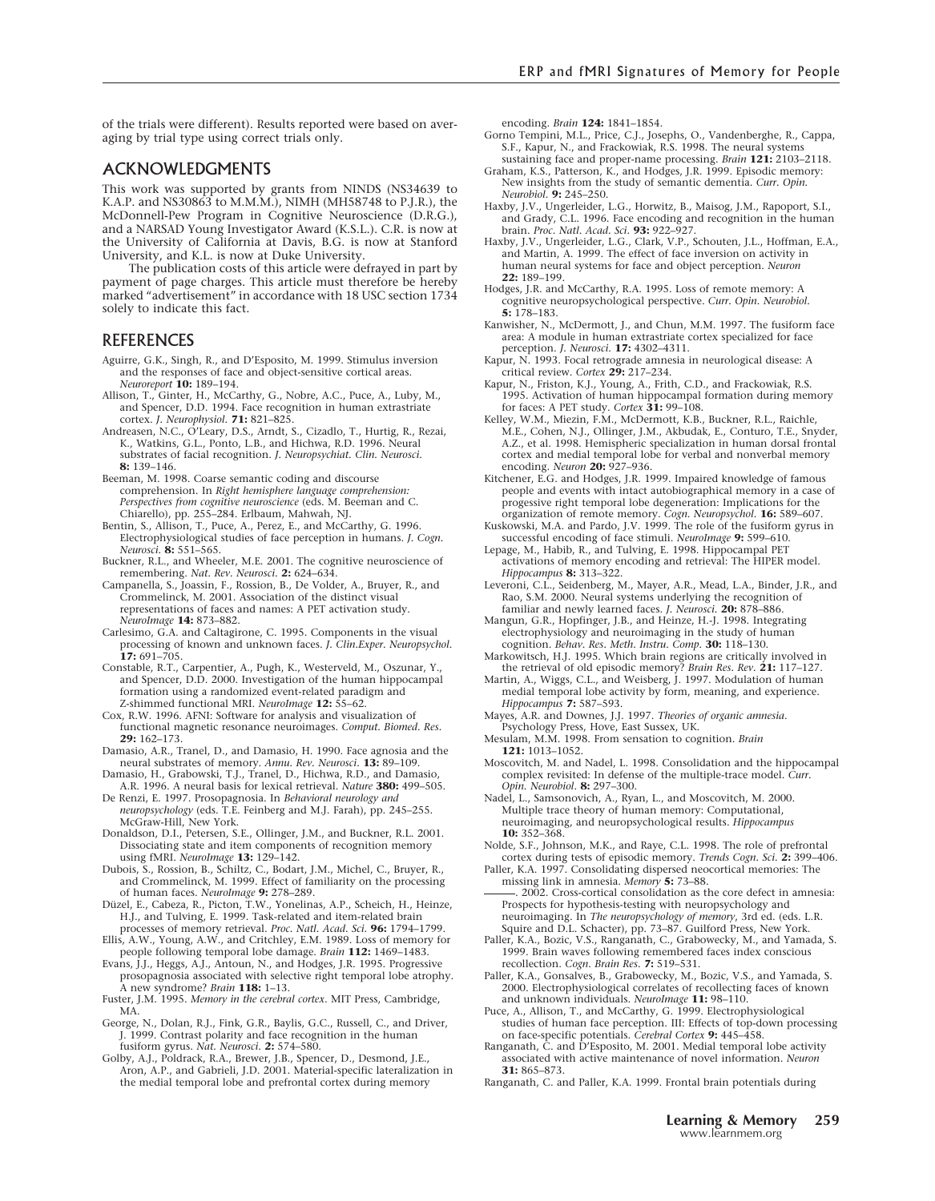of the trials were different). Results reported were based on averaging by trial type using correct trials only.

## ACKNOWLEDGMENTS

This work was supported by grants from NINDS (NS34639 to K.A.P. and NS30863 to M.M.M.), NIMH (MH58748 to P.J.R.), the McDonnell-Pew Program in Cognitive Neuroscience (D.R.G.), and a NARSAD Young Investigator Award (K.S.L.). C.R. is now at the University of California at Davis, B.G. is now at Stanford University, and K.L. is now at Duke University.

The publication costs of this article were defrayed in part by payment of page charges. This article must therefore be hereby marked "advertisement" in accordance with 18 USC section 1734 solely to indicate this fact.

## REFERENCES

Aguirre, G.K., Singh, R., and D'Esposito, M. 1999. Stimulus inversion and the responses of face and object-sensitive cortical areas. *Neuroreport* **10:** 189–194.

Allison, T., Ginter, H., McCarthy, G., Nobre, A.C., Puce, A., Luby, M., and Spencer, D.D. 1994. Face recognition in human extrastriate cortex. *J. Neurophysiol.* **71:** 821–825.

Andreasen, N.C., O'Leary, D.S., Arndt, S., Cizadlo, T., Hurtig, R., Rezai, K., Watkins, G.L., Ponto, L.B., and Hichwa, R.D. 1996. Neural substrates of facial recognition. *J. Neuropsychiat. Clin. Neurosci.* **8:** 139–146.

Beeman, M. 1998. Coarse semantic coding and discourse comprehension. In *Right hemisphere language comprehension: Perspectives from cognitive neuroscience* (eds. M. Beeman and C. Chiarello), pp. 255–284. Erlbaum, Mahwah, NJ.

Bentin, S., Allison, T., Puce, A., Perez, E., and McCarthy, G. 1996. Electrophysiological studies of face perception in humans. *J. Cogn. Neurosci.* **8:** 551–565.

Buckner, R.L., and Wheeler, M.E. 2001. The cognitive neuroscience of remembering. *Nat. Rev. Neurosci.* **2:** 624–634.

Campanella, S., Joassin, F., Rossion, B., De Volder, A., Bruyer, R., and Crommelinck, M. 2001. Association of the distinct visual representations of faces and names: A PET activation study. *NeuroImage* **14:** 873–882.

Carlesimo, G.A. and Caltagirone, C. 1995. Components in the visual processing of known and unknown faces. *J. Clin.Exper. Neuropsychol.* **17:** 691–705.

Constable, R.T., Carpentier, A., Pugh, K., Westerveld, M., Oszunar, Y., and Spencer, D.D. 2000. Investigation of the human hippocampal formation using a randomized event-related paradigm and Z-shimmed functional MRI. *NeuroImage* **12:** 55–62.

Cox, R.W. 1996. AFNI: Software for analysis and visualization of functional magnetic resonance neuroimages. *Comput. Biomed. Res.* **29:** 162–173.

Damasio, A.R., Tranel, D., and Damasio, H. 1990. Face agnosia and the neural substrates of memory. *Annu. Rev. Neurosci.* **13:** 89–109.

Damasio, H., Grabowski, T.J., Tranel, D., Hichwa, R.D., and Damasio, A.R. 1996. A neural basis for lexical retrieval. *Nature* **380:** 499–505.

De Renzi, E. 1997. Prosopagnosia. In *Behavioral neurology and neuropsychology* (eds. T.E. Feinberg and M.J. Farah), pp. 245–255. McGraw-Hill, New York.

Donaldson, D.I., Petersen, S.E., Ollinger, J.M., and Buckner, R.L. 2001. Dissociating state and item components of recognition memory using fMRI. *NeuroImage* **13:** 129–142.

Dubois, S., Rossion, B., Schiltz, C., Bodart, J.M., Michel, C., Bruyer, R., and Crommelinck, M. 1999. Effect of familiarity on the processing of human faces. *NeuroImage* **9:** 278–289.

Düzel, E., Cabeza, R., Picton, T.W., Yonelinas, A.P., Scheich, H., Heinze, H.J., and Tulving, E. 1999. Task-related and item-related brain processes of memory retrieval. *Proc. Natl. Acad. Sci.* **96:** 1794–1799.

Ellis, A.W., Young, A.W., and Critchley, E.M. 1989. Loss of memory for people following temporal lobe damage. *Brain* **112:** 1469–1483.

Evans, J.J., Heggs, A.J., Antoun, N., and Hodges, J.R. 1995. Progressive prosopagnosia associated with selective right temporal lobe atrophy. A new syndrome? *Brain* **118:** 1–13.

Fuster, J.M. 1995. *Memory in the cerebral cortex*. MIT Press, Cambridge, MA.

George, N., Dolan, R.J., Fink, G.R., Baylis, G.C., Russell, C., and Driver, J. 1999. Contrast polarity and face recognition in the human fusiform gyrus. *Nat. Neurosci.* **2:** 574–580.

Golby, A.J., Poldrack, R.A., Brewer, J.B., Spencer, D., Desmond, J.E., Aron, A.P., and Gabrieli, J.D. 2001. Material-specific lateralization in the medial temporal lobe and prefrontal cortex during memory encoding. *Brain* **124:** 1841–1854.

Gorno Tempini, M.L., Price, C.J., Josephs, O., Vandenberghe, R., Cappa, S.F., Kapur, N., and Frackowiak, R.S. 1998. The neural systems sustaining face and proper-name processing. *Brain* **121:** 2103–2118.

Graham, K.S., Patterson, K., and Hodges, J.R. 1999. Episodic memory: New insights from the study of semantic dementia. *Curr. Opin. Neurobiol.* **9:** 245–250.

Haxby, J.V., Ungerleider, L.G., Horwitz, B., Maisog, J.M., Rapoport, S.I., and Grady, C.L. 1996. Face encoding and recognition in the human brain. *Proc. Natl. Acad. Sci.* **93:** 922–927.

Haxby, J.V., Ungerleider, L.G., Clark, V.P., Schouten, J.L., Hoffman, E.A., and Martin, A. 1999. The effect of face inversion on activity in human neural systems for face and object perception. *Neuron* **22:** 189–199.

Hodges, J.R. and McCarthy, R.A. 1995. Loss of remote memory: A cognitive neuropsychological perspective. *Curr. Opin. Neurobiol.* **5:** 178–183.

Kanwisher, N., McDermott, J., and Chun, M.M. 1997. The fusiform face area: A module in human extrastriate cortex specialized for face perception. *J. Neurosci.* **17:** 4302–4311.

Kapur, N. 1993. Focal retrograde amnesia in neurological disease: A critical review. *Cortex* **29:** 217–234.

Kapur, N., Friston, K.J., Young, A., Frith, C.D., and Frackowiak, R.S. 1995. Activation of human hippocampal formation during memory for faces: A PET study. *Cortex* **31:** 99–108.

Kelley, W.M., Miezin, F.M., McDermott, K.B., Buckner, R.L., Raichle, M.E., Cohen, N.J., Ollinger, J.M., Akbudak, E., Conturo, T.E., Snyder, A.Z., et al. 1998. Hemispheric specialization in human dorsal frontal cortex and medial temporal lobe for verbal and nonverbal memory encoding. *Neuron* **20:** 927–936.

Kitchener, E.G. and Hodges, J.R. 1999. Impaired knowledge of famous people and events with intact autobiographical memory in a case of progessive right temporal lobe degeneration: Implications for the organization of remote memory. *Cogn. Neuropsychol.* **16:** 589–607.

Kuskowski, M.A. and Pardo, J.V. 1999. The role of the fusiform gyrus in successful encoding of face stimuli. *NeuroImage* **9:** 599–610.

Lepage, M., Habib, R., and Tulving, E. 1998. Hippocampal PET activations of memory encoding and retrieval: The HIPER model. *Hippocampus* **8:** 313–322.

Leveroni, C.L., Seidenberg, M., Mayer, A.R., Mead, L.A., Binder, J.R., and Rao, S.M. 2000. Neural systems underlying the recognition of familiar and newly learned faces. *J. Neurosci.* **20:** 878–886.

Mangun, G.R., Hopfinger, J.B., and Heinze, H.-J. 1998. Integrating electrophysiology and neuroimaging in the study of human cognition. *Behav. Res. Meth. Instru. Comp.* **30:** 118–130.

Markowitsch, H.J. 1995. Which brain regions are critically involved in the retrieval of old episodic memory? *Brain Res. Rev.* **21:** 117–127.

Martin, A., Wiggs, C.L., and Weisberg, J. 1997. Modulation of human medial temporal lobe activity by form, meaning, and experience. *Hippocampus* **7:** 587–593.

Mayes, A.R. and Downes, J.J. 1997. *Theories of organic amnesia*. Psychology Press, Hove, East Sussex, UK.

Mesulam, M.M. 1998. From sensation to cognition. *Brain* **121:** 1013–1052.

Moscovitch, M. and Nadel, L. 1998. Consolidation and the hippocampal complex revisited: In defense of the multiple-trace model. *Curr. Opin. Neurobiol.* **8:** 297–300.

Nadel, L., Samsonovich, A., Ryan, L., and Moscovitch, M. 2000. Multiple trace theory of human memory: Computational, neuroimaging, and neuropsychological results. *Hippocampus* **10:** 352–368.

Nolde, S.F., Johnson, M.K., and Raye, C.L. 1998. The role of prefrontal cortex during tests of episodic memory. *Trends Cogn. Sci.* **2:** 399–406.

Paller, K.A. 1997. Consolidating dispersed neocortical memories: The missing link in amnesia. *Memory* **5:** 73–88.

———. 2002. Cross-cortical consolidation as the core defect in amnesia: Prospects for hypothesis-testing with neuropsychology and neuroimaging. In *The neuropsychology of memory*, 3rd ed. (eds. L.R. Squire and D.L. Schacter), pp. 73–87. Guilford Press, New York.

Paller, K.A., Bozic, V.S., Ranganath, C., Grabowecky, M., and Yamada, S. 1999. Brain waves following remembered faces index conscious recollection. *Cogn. Brain Res.* **7:** 519–531.

Paller, K.A., Gonsalves, B., Grabowecky, M., Bozic, V.S., and Yamada, S. 2000. Electrophysiological correlates of recollecting faces of known and unknown individuals. *NeuroImage* **11:** 98–110.

Puce, A., Allison, T., and McCarthy, G. 1999. Electrophysiological studies of human face perception. III: Effects of top-down processing on face-specific potentials. *Cerebral Cortex* **9:** 445–458.

Ranganath, C. and D'Esposito, M. 2001. Medial temporal lobe activity associated with active maintenance of novel information. *Neuron* **31:** 865–873.

Ranganath, C. and Paller, K.A. 1999. Frontal brain potentials during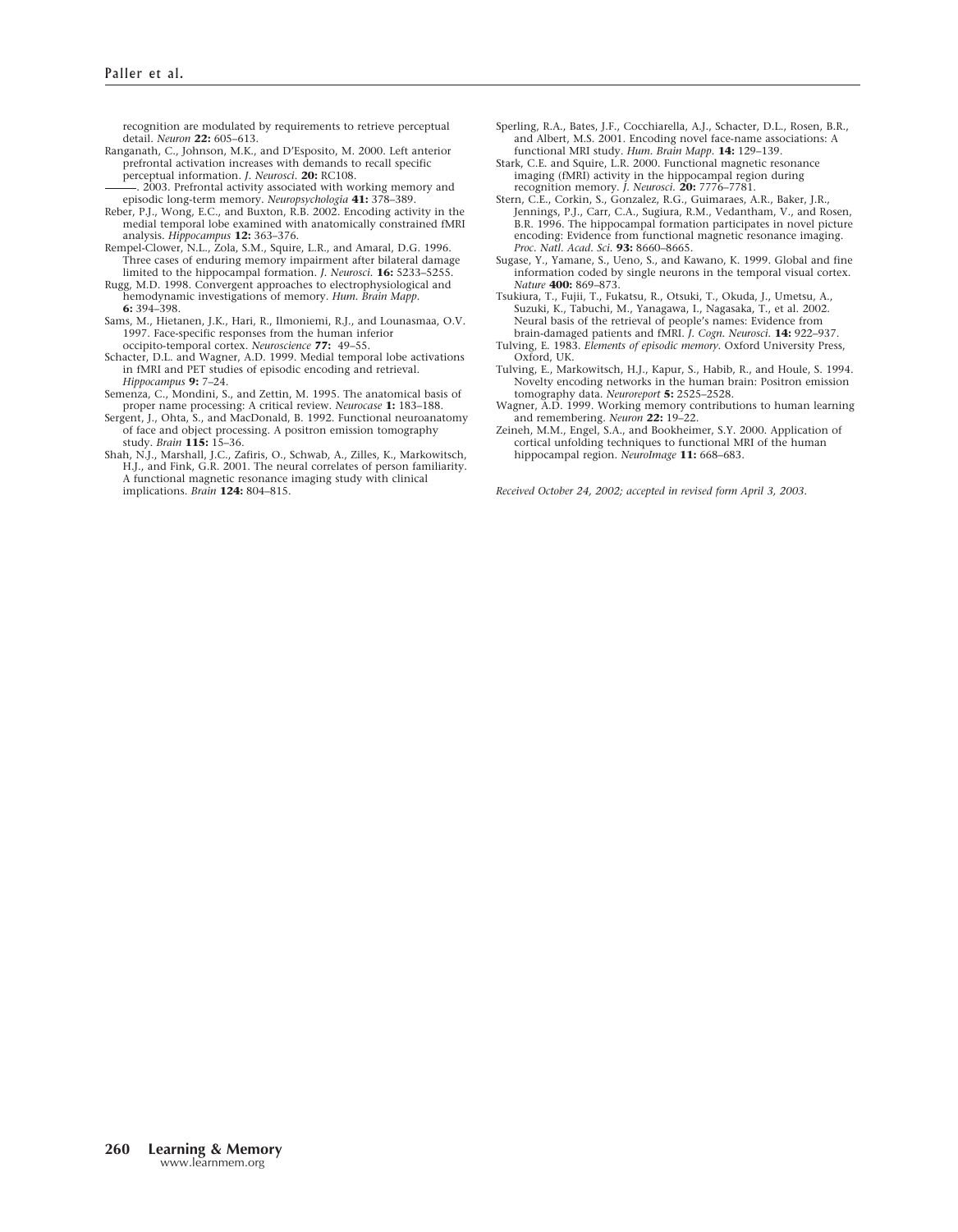recognition are modulated by requirements to retrieve perceptual detail. *Neuron* **22:** 605–613.

Ranganath, C., Johnson, M.K., and D'Esposito, M. 2000. Left anterior prefrontal activation increases with demands to recall specific perceptual information. *J. Neurosci.* **20:** RC108.

———. 2003. Prefrontal activity associated with working memory and episodic long-term memory. *Neuropsychologia* **41:** 378–389.

Reber, P.J., Wong, E.C., and Buxton, R.B. 2002. Encoding activity in the medial temporal lobe examined with anatomically constrained fMRI analysis. *Hippocampus* **12:** 363–376.

Rempel-Clower, N.L., Zola, S.M., Squire, L.R., and Amaral, D.G. 1996. Three cases of enduring memory impairment after bilateral damage limited to the hippocampal formation. *J. Neurosci.* **16:** 5233–5255.

Rugg, M.D. 1998. Convergent approaches to electrophysiological and hemodynamic investigations of memory. *Hum. Brain Mapp.* **6:** 394–398.

Sams, M., Hietanen, J.K., Hari, R., Ilmoniemi, R.J., and Lounasmaa, O.V. 1997. Face-specific responses from the human inferior occipito-temporal cortex. *Neuroscience* **77:** 49–55.

Schacter, D.L. and Wagner, A.D. 1999. Medial temporal lobe activations in fMRI and PET studies of episodic encoding and retrieval. *Hippocampus* **9:** 7–24.

Semenza, C., Mondini, S., and Zettin, M. 1995. The anatomical basis of proper name processing: A critical review. *Neurocase* **1:** 183–188.

Sergent, J., Ohta, S., and MacDonald, B. 1992. Functional neuroanatomy of face and object processing. A positron emission tomography study. *Brain* **115:** 15–36.

Shah, N.J., Marshall, J.C., Zafiris, O., Schwab, A., Zilles, K., Markowitsch, H.J., and Fink, G.R. 2001. The neural correlates of person familiarity. A functional magnetic resonance imaging study with clinical implications. *Brain* **124:** 804–815.

Sperling, R.A., Bates, J.F., Cocchiarella, A.J., Schacter, D.L., Rosen, B.R., and Albert, M.S. 2001. Encoding novel face-name associations: A functional MRI study. *Hum. Brain Mapp.* **14:** 129–139.

Stark, C.E. and Squire, L.R. 2000. Functional magnetic resonance imaging (fMRI) activity in the hippocampal region during recognition memory. *J. Neurosci.* **20:** 7776–7781.

Stern, C.E., Corkin, S., Gonzalez, R.G., Guimaraes, A.R., Baker, J.R., Jennings, P.J., Carr, C.A., Sugiura, R.M., Vedantham, V., and Rosen, B.R. 1996. The hippocampal formation participates in novel picture encoding: Evidence from functional magnetic resonance imaging. *Proc. Natl. Acad. Sci.* **93:** 8660–8665.

Sugase, Y., Yamane, S., Ueno, S., and Kawano, K. 1999. Global and fine information coded by single neurons in the temporal visual cortex. *Nature* **400:** 869–873.

Tsukiura, T., Fujii, T., Fukatsu, R., Otsuki, T., Okuda, J., Umetsu, A., Suzuki, K., Tabuchi, M., Yanagawa, I., Nagasaka, T., et al. 2002. Neural basis of the retrieval of people's names: Evidence from brain-damaged patients and fMRI. *J. Cogn. Neurosci.* **14:** 922–937.

Tulving, E. 1983. *Elements of episodic memory.* Oxford University Press, Oxford, UK.

Tulving, E., Markowitsch, H.J., Kapur, S., Habib, R., and Houle, S. 1994. Novelty encoding networks in the human brain: Positron emission tomography data. *Neuroreport* **5:** 2525–2528.

Wagner, A.D. 1999. Working memory contributions to human learning and remembering. *Neuron* **22:** 19–22.

Zeineh, M.M., Engel, S.A., and Bookheimer, S.Y. 2000. Application of cortical unfolding techniques to functional MRI of the human hippocampal region. *NeuroImage* **11:** 668–683.

*Received October 24, 2002; accepted in revised form April 3, 2003.*